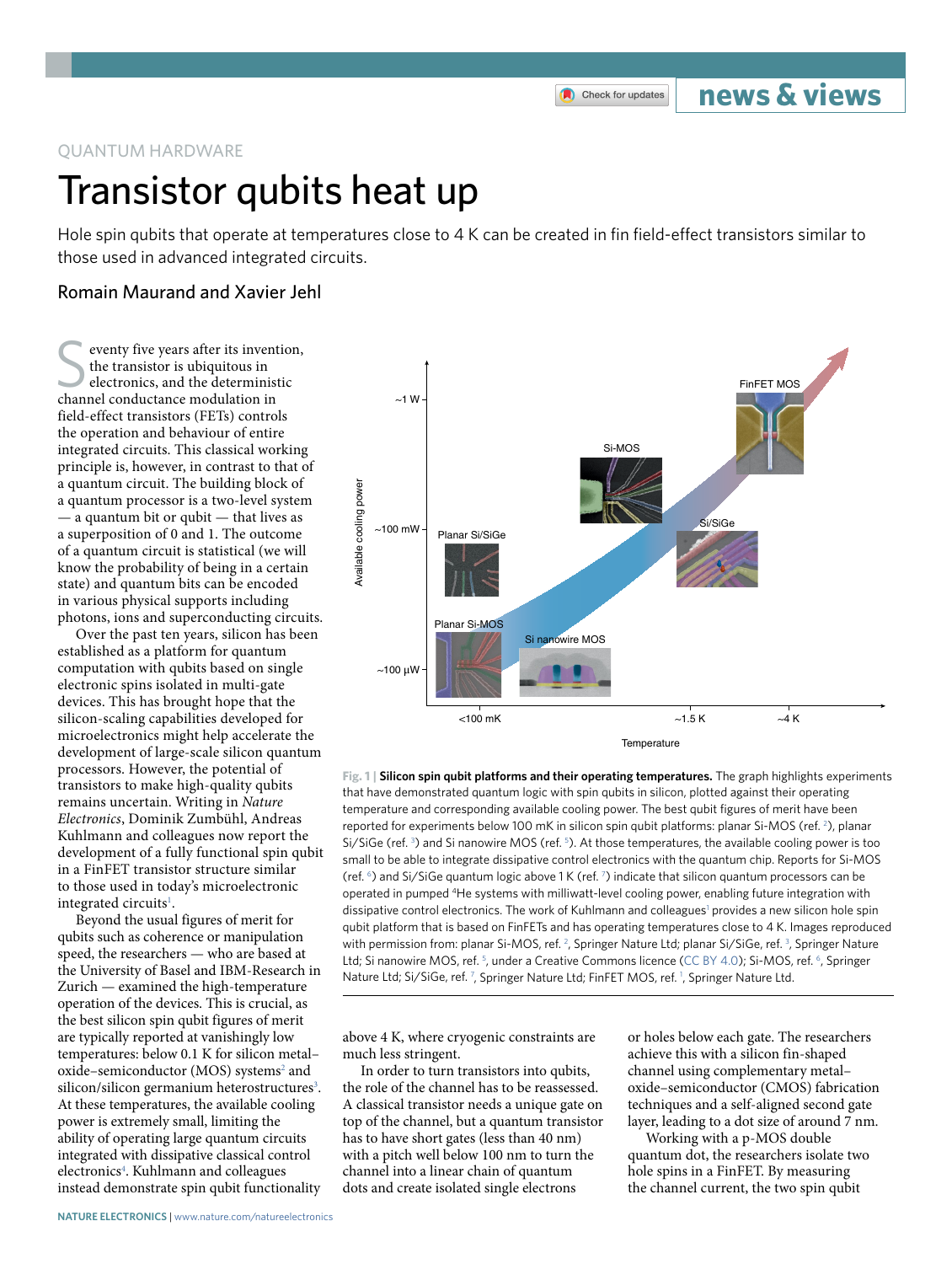QUANTUM HARDWARE

# Transistor qubits heat up

Hole spin qubits that operate at temperatures close to 4 K can be created in fin field-effect transistors similar to those used in advanced integrated circuits.

## Romain Maurand and Xavier Jehl

Seventy five years after its invention, the transistor is ubiquitous in electronics, and the deterministic channel conductance modulation in field-effect transistors (FETs) controls the operation and behaviour of entire integrated circuits. This classical working principle is, however, in contrast to that of a quantum circuit. The building block of a quantum processor is a two-level system — a quantum bit or qubit — that lives as a superposition of 0 and 1. The outcome of a quantum circuit is statistical (we will know the probability of being in a certain state) and quantum bits can be encoded in various physical supports including photons, ions and superconducting circuits.

Over the past ten years, silicon has been established as a platform for quantum computation with qubits based on single electronic spins isolated in multi-gate devices. This has brought hope that the silicon-scaling capabilities developed for microelectronics might help accelerate the development of large-scale silicon quantum processors. However, the potential of transistors to make high-quality qubits remains uncertain. Writing in *Nature Electronics*, Dominik Zumbühl, Andreas Kuhlmann and colleagues now report the development of a fully functional spin qubit in a FinFET transistor structure similar to those used in today's microelectronic integrated circuits[1].

Beyond the usual figures of merit for qubits such as coherence or manipulation speed, the researchers — who are based at the University of Basel and IBM-Research in Zurich — examined the high-temperature operation of the devices. This is crucial, as the best silicon spin qubit figures of merit are typically reported at vanishingly low temperatures: below 0.1 K for silicon metal–oxide–semiconductor (MOS) systems[2] and silicon/silicon germanium heterostructures[3]. At these temperatures, the available cooling power is extremely small, limiting the ability of operating large quantum circuits integrated with dissipative classical control electronics[4]. Kuhlmann and colleagues instead demonstrate spin qubit functionality above 4 K, where cryogenic constraints are much less stringent.

In order to turn transistors into qubits, the role of the channel has to be reassessed. A classical transistor needs a unique gate on top of the channel, but a quantum transistor has to have short gates (less than 40 nm) with a pitch well below 100 nm to turn the channel into a linear chain of quantum dots and create isolated single electrons or holes below each gate. The researchers achieve this with a silicon fin-shaped channel using complementary metal–oxide–semiconductor (CMOS) fabrication techniques and a self-aligned second gate layer, leading to a dot size of around 7 nm.

Working with a p-MOS double quantum dot, the researchers isolate two hole spins in a FinFET. By measuring the channel current, the two spin qubit

**Fig. 1 | Silicon spin qubit platforms and their operating temperatures.** The graph highlights experiments that have demonstrated quantum logic with spin qubits in silicon, plotted against their operating temperature and corresponding available cooling power. The best qubit figures of merit have been reported for experiments below 100 mK in silicon spin qubit platforms: planar Si-MOS (ref. [2]), planar Si/SiGe (ref. [3]) and Si nanowire MOS (ref. [5]). At those temperatures, the available cooling power is too small to be able to integrate dissipative control electronics with the quantum chip. Reports for Si-MOS (ref. [6]) and Si/SiGe quantum logic above 1 K (ref. [7]) indicate that silicon quantum processors can be operated in pumped $^4$He systems with milliwatt-level cooling power, enabling future integration with dissipative control electronics. The work of Kuhlmann and colleagues[1] provides a new silicon hole spin qubit platform that is based on FinFETs and has operating temperatures close to 4 K. Images reproduced with permission from: planar Si-MOS, ref. [2], Springer Nature Ltd; planar Si/SiGe, ref. [3], Springer Nature Ltd; Si nanowire MOS, ref. [5], under a Creative Commons licence (CC BY 4.0); Si-MOS, ref. [6], Springer Nature Ltd; Si/SiGe, ref. [7], Springer Nature Ltd; FinFET MOS, ref. [1], Springer Nature Ltd.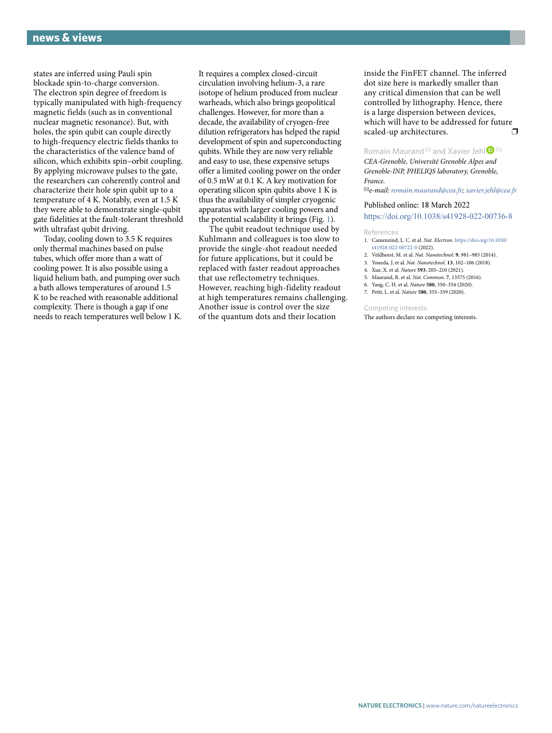states are inferred using Pauli spin blockade spin-to-charge conversion. The electron spin degree of freedom is typically manipulated with high-frequency magnetic fields (such as in conventional nuclear magnetic resonance). But, with holes, the spin qubit can couple directly to high-frequency electric fields thanks to the characteristics of the valence band of silicon, which exhibits spin–orbit coupling. By applying microwave pulses to the gate, the researchers can coherently control and characterize their hole spin qubit up to a temperature of 4 K. Notably, even at 1.5 K they were able to demonstrate single-qubit gate fidelities at the fault-tolerant threshold with ultrafast qubit driving.

Today, cooling down to 3.5 K requires only thermal machines based on pulse tubes, which offer more than a watt of cooling power. It is also possible using a liquid helium bath, and pumping over such a bath allows temperatures of around 1.5 K to be reached with reasonable additional complexity. There is though a gap if one needs to reach temperatures well below 1 K. It requires a complex closed-circuit circulation involving helium-3, a rare isotope of helium produced from nuclear warheads, which also brings geopolitical challenges. However, for more than a decade, the availability of cryogen-free dilution refrigerators has helped the rapid development of spin and superconducting qubits. While they are now very reliable and easy to use, these expensive setups offer a limited cooling power on the order of 0.5 mW at 0.1 K. A key motivation for operating silicon spin qubits above 1 K is thus the availability of simpler cryogenic apparatus with larger cooling powers and the potential scalability it brings (Fig. 1).

The qubit readout technique used by Kuhlmann and colleagues is too slow to provide the single-shot readout needed for future applications, but it could be replaced with faster readout approaches that use reflectometry techniques. However, reaching high-fidelity readout at high temperatures remains challenging. Another issue is control over the size of the quantum dots and their location inside the FinFET channel. The inferred dot size here is markedly smaller than any critical dimension that can be well controlled by lithography. Hence, there is a large dispersion between devices, which will have to be addressed for future scaled-up architectures. ❐

Romain Maurand ✉ and Xavier Jehl ✉

*CEA-Grenoble, Université Grenoble Alpes and Grenoble-INP, PHELIQS laboratory, Grenoble, France.*

✉*e-mail: romain.maurand@cea.fr; xavier.jehl@cea.fr*

Published online: 18 March 2022

https://doi.org/10.1038/s41928-022-00736-8

**References**

1. Camenzind, L. C. et al. *Nat. Electron.* https://doi.org/10.1038/s41928-022-00722-0 (2022).
2. Veldhorst, M. et al. *Nat. Nanotechnol.* **9**, 981–985 (2014).
3. Yoneda, J. et al. *Nat. Nanotechnol.* **13**, 102–106 (2018).
4. Xue, X. et al. *Nature* **593**, 205–210 (2021).
5. Maurand, R. et al. *Nat. Commun.* **7**, 13575 (2016).
6. Yang, C. H. et al. *Nature* **580**, 350–354 (2020).
7. Petit, L. et al. *Nature* **580**, 355–359 (2020).

**Competing interests**

The authors declare no competing interests.